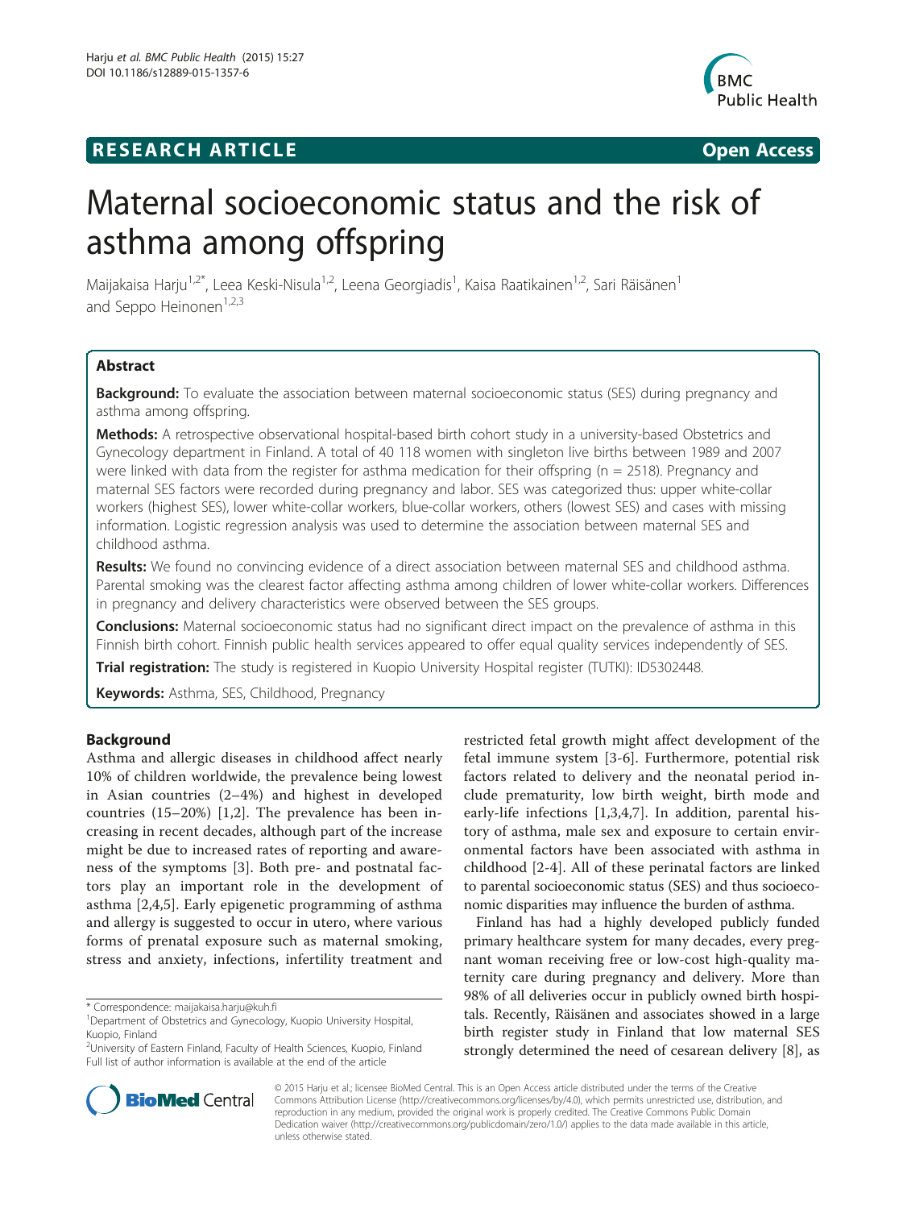**RESEARCH ARTICLE** **Open Access**

# Maternal socioeconomic status and the risk of asthma among offspring

Maijakaisa Harju[1,2*], Leea Keski-Nisula[1,2], Leena Georgiadis[1], Kaisa Raatikainen[1,2], Sari Räisänen[1] and Seppo Heinonen[1,2,3]

## Abstract

**Background:** To evaluate the association between maternal socioeconomic status (SES) during pregnancy and asthma among offspring.

**Methods:** A retrospective observational hospital-based birth cohort study in a university-based Obstetrics and Gynecology department in Finland. A total of 40 118 women with singleton live births between 1989 and 2007 were linked with data from the register for asthma medication for their offspring (n = 2518). Pregnancy and maternal SES factors were recorded during pregnancy and labor. SES was categorized thus: upper white-collar workers (highest SES), lower white-collar workers, blue-collar workers, others (lowest SES) and cases with missing information. Logistic regression analysis was used to determine the association between maternal SES and childhood asthma.

**Results:** We found no convincing evidence of a direct association between maternal SES and childhood asthma. Parental smoking was the clearest factor affecting asthma among children of lower white-collar workers. Differences in pregnancy and delivery characteristics were observed between the SES groups.

**Conclusions:** Maternal socioeconomic status had no significant direct impact on the prevalence of asthma in this Finnish birth cohort. Finnish public health services appeared to offer equal quality services independently of SES.

**Trial registration:** The study is registered in Kuopio University Hospital register (TUTKI): ID5302448.

**Keywords:** Asthma, SES, Childhood, Pregnancy

## Background

Asthma and allergic diseases in childhood affect nearly 10% of children worldwide, the prevalence being lowest in Asian countries (2–4%) and highest in developed countries (15–20%) [1,2]. The prevalence has been increasing in recent decades, although part of the increase might be due to increased rates of reporting and awareness of the symptoms [3]. Both pre- and postnatal factors play an important role in the development of asthma [2,4,5]. Early epigenetic programming of asthma and allergy is suggested to occur in utero, where various forms of prenatal exposure such as maternal smoking, stress and anxiety, infections, infertility treatment and restricted fetal growth might affect development of the fetal immune system [3-6]. Furthermore, potential risk factors related to delivery and the neonatal period include prematurity, low birth weight, birth mode and early-life infections [1,3,4,7]. In addition, parental history of asthma, male sex and exposure to certain environmental factors have been associated with asthma in childhood [2-4]. All of these perinatal factors are linked to parental socioeconomic status (SES) and thus socioeconomic disparities may influence the burden of asthma.

Finland has had a highly developed publicly funded primary healthcare system for many decades, every pregnant woman receiving free or low-cost high-quality maternity care during pregnancy and delivery. More than 98% of all deliveries occur in publicly owned birth hospitals. Recently, Räisänen and associates showed in a large birth register study in Finland that low maternal SES strongly determined the need of cesarean delivery [8], as

\* Correspondence: maijakaisa.harju@kuh.fi
[1]Department of Obstetrics and Gynecology, Kuopio University Hospital, Kuopio, Finland
[2]University of Eastern Finland, Faculty of Health Sciences, Kuopio, Finland
Full list of author information is available at the end of the article

© 2015 Harju et al.; licensee BioMed Central. This is an Open Access article distributed under the terms of the Creative Commons Attribution License (http://creativecommons.org/licenses/by/4.0), which permits unrestricted use, distribution, and reproduction in any medium, provided the original work is properly credited. The Creative Commons Public Domain Dedication waiver (http://creativecommons.org/publicdomain/zero/1.0/) applies to the data made available in this article, unless otherwise stated.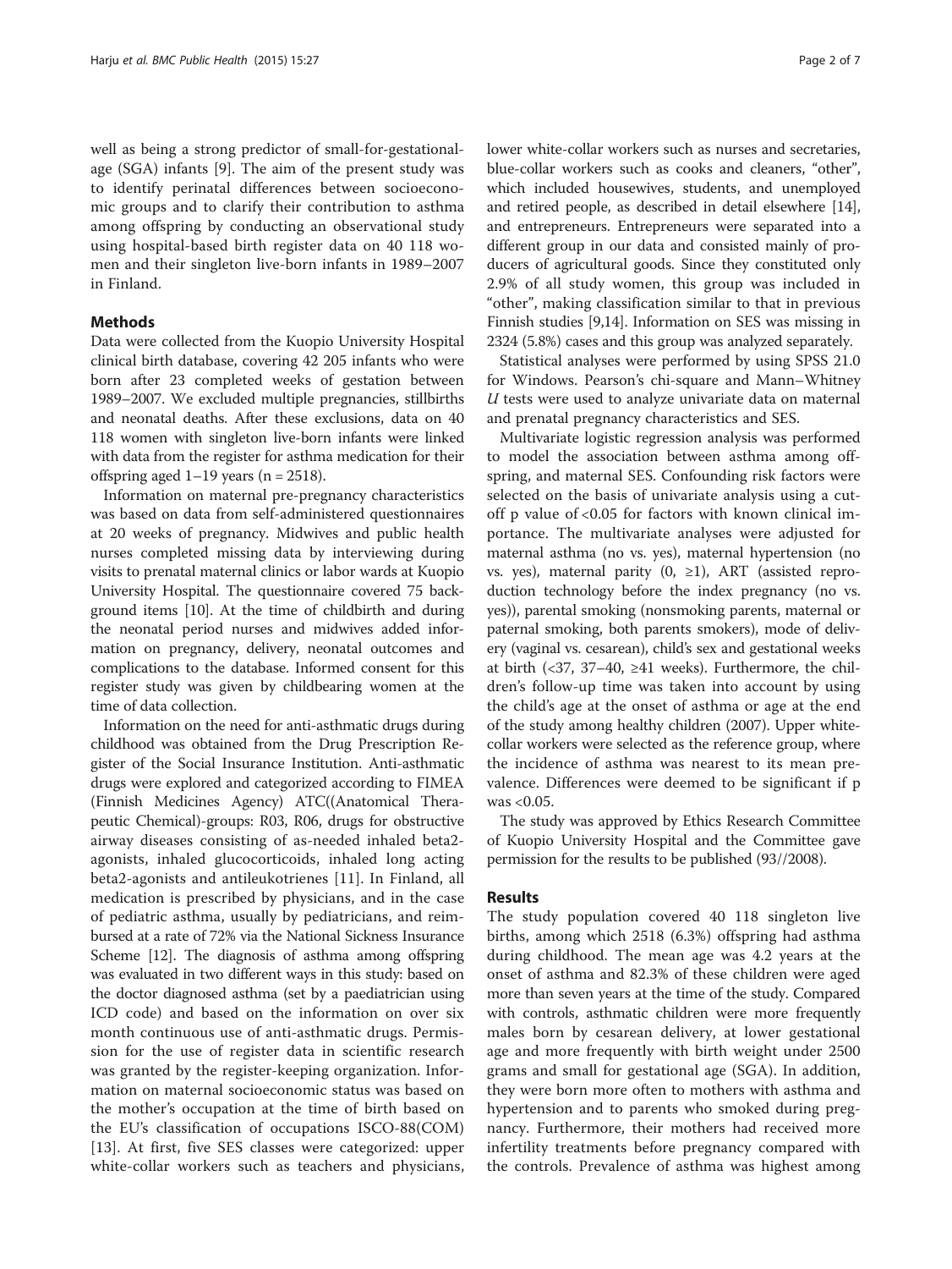well as being a strong predictor of small-for-gestational-age (SGA) infants [9]. The aim of the present study was to identify perinatal differences between socioeconomic groups and to clarify their contribution to asthma among offspring by conducting an observational study using hospital-based birth register data on 40 118 women and their singleton live-born infants in 1989–2007 in Finland.

## Methods

Data were collected from the Kuopio University Hospital clinical birth database, covering 42 205 infants who were born after 23 completed weeks of gestation between 1989–2007. We excluded multiple pregnancies, stillbirths and neonatal deaths. After these exclusions, data on 40 118 women with singleton live-born infants were linked with data from the register for asthma medication for their offspring aged 1–19 years (n = 2518).

Information on maternal pre-pregnancy characteristics was based on data from self-administered questionnaires at 20 weeks of pregnancy. Midwives and public health nurses completed missing data by interviewing during visits to prenatal maternal clinics or labor wards at Kuopio University Hospital. The questionnaire covered 75 background items [10]. At the time of childbirth and during the neonatal period nurses and midwives added information on pregnancy, delivery, neonatal outcomes and complications to the database. Informed consent for this register study was given by childbearing women at the time of data collection.

Information on the need for anti-asthmatic drugs during childhood was obtained from the Drug Prescription Register of the Social Insurance Institution. Anti-asthmatic drugs were explored and categorized according to FIMEA (Finnish Medicines Agency) ATC((Anatomical Therapeutic Chemical)-groups: R03, R06, drugs for obstructive airway diseases consisting of as-needed inhaled beta2-agonists, inhaled glucocorticoids, inhaled long acting beta2-agonists and antileukotrienes [11]. In Finland, all medication is prescribed by physicians, and in the case of pediatric asthma, usually by pediatricians, and reimbursed at a rate of 72% via the National Sickness Insurance Scheme [12]. The diagnosis of asthma among offspring was evaluated in two different ways in this study: based on the doctor diagnosed asthma (set by a paediatrician using ICD code) and based on the information on over six month continuous use of anti-asthmatic drugs. Permission for the use of register data in scientific research was granted by the register-keeping organization. Information on maternal socioeconomic status was based on the mother's occupation at the time of birth based on the EU's classification of occupations ISCO-88(COM) [13]. At first, five SES classes were categorized: upper white-collar workers such as teachers and physicians, lower white-collar workers such as nurses and secretaries, blue-collar workers such as cooks and cleaners, "other", which included housewives, students, and unemployed and retired people, as described in detail elsewhere [14], and entrepreneurs. Entrepreneurs were separated into a different group in our data and consisted mainly of producers of agricultural goods. Since they constituted only 2.9% of all study women, this group was included in "other", making classification similar to that in previous Finnish studies [9,14]. Information on SES was missing in 2324 (5.8%) cases and this group was analyzed separately.

Statistical analyses were performed by using SPSS 21.0 for Windows. Pearson's chi-square and Mann–Whitney *U* tests were used to analyze univariate data on maternal and prenatal pregnancy characteristics and SES.

Multivariate logistic regression analysis was performed to model the association between asthma among offspring, and maternal SES. Confounding risk factors were selected on the basis of univariate analysis using a cut-off p value of <0.05 for factors with known clinical importance. The multivariate analyses were adjusted for maternal asthma (no vs. yes), maternal hypertension (no vs. yes), maternal parity (0, ≥1), ART (assisted reproduction technology before the index pregnancy (no vs. yes)), parental smoking (nonsmoking parents, maternal or paternal smoking, both parents smokers), mode of delivery (vaginal vs. cesarean), child's sex and gestational weeks at birth (<37, 37–40, ≥41 weeks). Furthermore, the children's follow-up time was taken into account by using the child's age at the onset of asthma or age at the end of the study among healthy children (2007). Upper white-collar workers were selected as the reference group, where the incidence of asthma was nearest to its mean prevalence. Differences were deemed to be significant if p was <0.05.

The study was approved by Ethics Research Committee of Kuopio University Hospital and the Committee gave permission for the results to be published (93//2008).

## Results

The study population covered 40 118 singleton live births, among which 2518 (6.3%) offspring had asthma during childhood. The mean age was 4.2 years at the onset of asthma and 82.3% of these children were aged more than seven years at the time of the study. Compared with controls, asthmatic children were more frequently males born by cesarean delivery, at lower gestational age and more frequently with birth weight under 2500 grams and small for gestational age (SGA). In addition, they were born more often to mothers with asthma and hypertension and to parents who smoked during pregnancy. Furthermore, their mothers had received more infertility treatments before pregnancy compared with the controls. Prevalence of asthma was highest among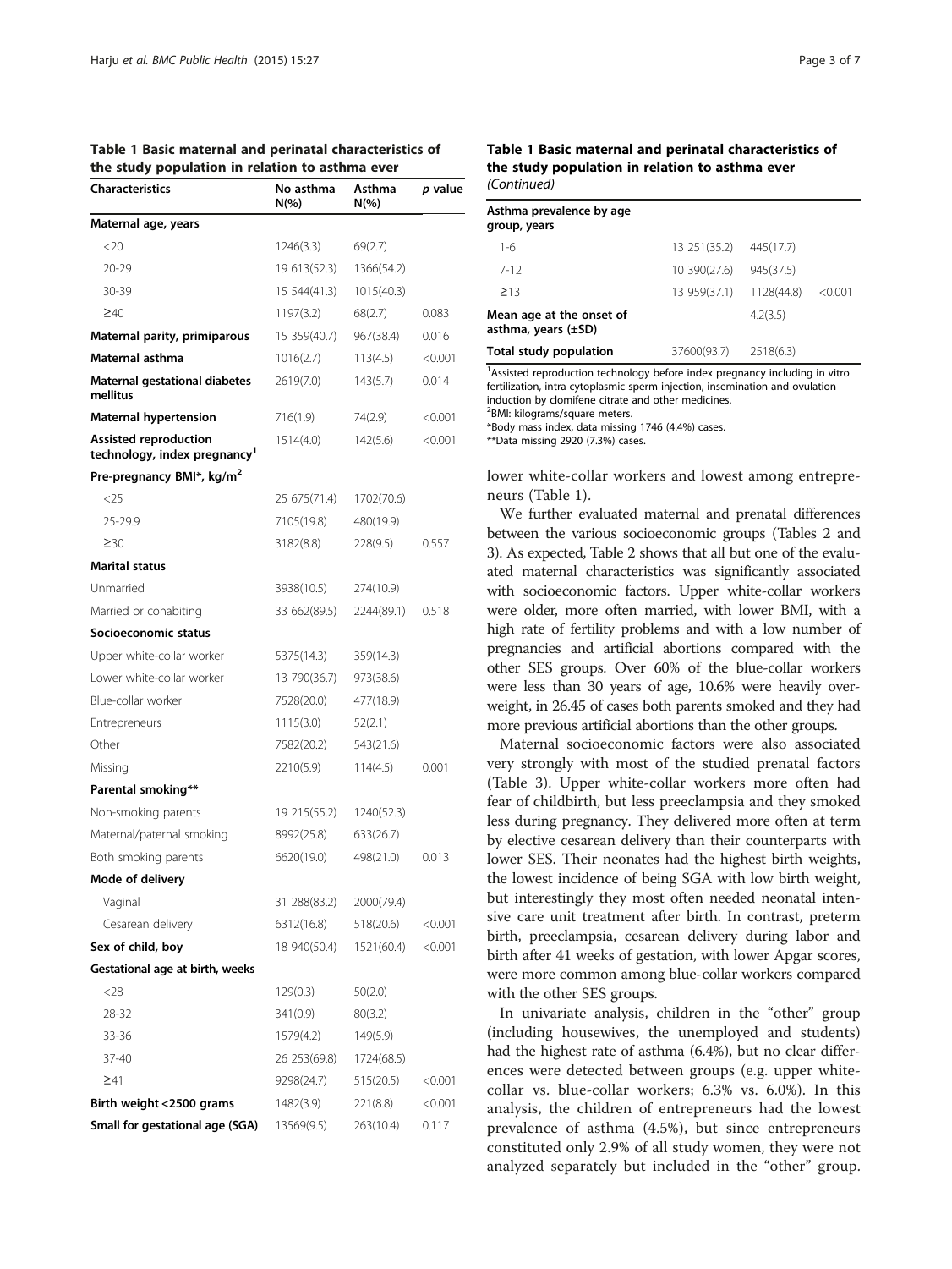**Table 1 Basic maternal and perinatal characteristics of the study population in relation to asthma ever**

| Characteristics | No asthma N(%) | Asthma N(%) | *p* value |
|---|---|---|---|
| **Maternal age, years** | | | |
| <20 | 1246(3.3) | 69(2.7) | |
| 20-29 | 19 613(52.3) | 1366(54.2) | |
| 30-39 | 15 544(41.3) | 1015(40.3) | |
| ≥40 | 1197(3.2) | 68(2.7) | 0.083 |
| **Maternal parity, primiparous** | 15 359(40.7) | 967(38.4) | 0.016 |
| **Maternal asthma** | 1016(2.7) | 113(4.5) | <0.001 |
| **Maternal gestational diabetes mellitus** | 2619(7.0) | 143(5.7) | 0.014 |
| **Maternal hypertension** | 716(1.9) | 74(2.9) | <0.001 |
| **Assisted reproduction technology, index pregnancy[1]** | 1514(4.0) | 142(5.6) | <0.001 |
| **Pre-pregnancy BMI*, kg/m[2]** | | | |
| <25 | 25 675(71.4) | 1702(70.6) | |
| 25-29.9 | 7105(19.8) | 480(19.9) | |
| ≥30 | 3182(8.8) | 228(9.5) | 0.557 |
| **Marital status** | | | |
| Unmarried | 3938(10.5) | 274(10.9) | |
| Married or cohabiting | 33 662(89.5) | 2244(89.1) | 0.518 |
| **Socioeconomic status** | | | |
| Upper white-collar worker | 5375(14.3) | 359(14.3) | |
| Lower white-collar worker | 13 790(36.7) | 973(38.6) | |
| Blue-collar worker | 7528(20.0) | 477(18.9) | |
| Entrepreneurs | 1115(3.0) | 52(2.1) | |
| Other | 7582(20.2) | 543(21.6) | |
| Missing | 2210(5.9) | 114(4.5) | 0.001 |
| **Parental smoking**** | | | |
| Non-smoking parents | 19 215(55.2) | 1240(52.3) | |
| Maternal/paternal smoking | 8992(25.8) | 633(26.7) | |
| Both smoking parents | 6620(19.0) | 498(21.0) | 0.013 |
| **Mode of delivery** | | | |
| Vaginal | 31 288(83.2) | 2000(79.4) | |
| Cesarean delivery | 6312(16.8) | 518(20.6) | <0.001 |
| **Sex of child, boy** | 18 940(50.4) | 1521(60.4) | <0.001 |
| **Gestational age at birth, weeks** | | | |
| <28 | 129(0.3) | 50(2.0) | |
| 28-32 | 341(0.9) | 80(3.2) | |
| 33-36 | 1579(4.2) | 149(5.9) | |
| 37-40 | 26 253(69.8) | 1724(68.5) | |
| ≥41 | 9298(24.7) | 515(20.5) | <0.001 |
| **Birth weight <2500 grams** | 1482(3.9) | 221(8.8) | <0.001 |
| **Small for gestational age (SGA)** | 13569(9.5) | 263(10.4) | 0.117 |
| **Asthma prevalence by age group, years** | | | |
| 1-6 | 13 251(35.2) | 445(17.7) | |
| 7-12 | 10 390(27.6) | 945(37.5) | |
| ≥13 | 13 959(37.1) | 1128(44.8) | <0.001 |
| **Mean age at the onset of asthma, years (±SD)** | | 4.2(3.5) | |
| **Total study population** | 37600(93.7) | 2518(6.3) | |

[1]Assisted reproduction technology before index pregnancy including in vitro fertilization, intra-cytoplasmic sperm injection, insemination and ovulation induction by clomifene citrate and other medicines.
[2]BMI: kilograms/square meters.
*Body mass index, data missing 1746 (4.4%) cases.
**Data missing 2920 (7.3%) cases.

lower white-collar workers and lowest among entrepreneurs (Table 1).

We further evaluated maternal and prenatal differences between the various socioeconomic groups (Tables 2 and 3). As expected, Table 2 shows that all but one of the evaluated maternal characteristics was significantly associated with socioeconomic factors. Upper white-collar workers were older, more often married, with lower BMI, with a high rate of fertility problems and with a low number of pregnancies and artificial abortions compared with the other SES groups. Over 60% of the blue-collar workers were less than 30 years of age, 10.6% were heavily overweight, in 26.45 of cases both parents smoked and they had more previous artificial abortions than the other groups.

Maternal socioeconomic factors were also associated very strongly with most of the studied prenatal factors (Table 3). Upper white-collar workers more often had fear of childbirth, but less preeclampsia and they smoked less during pregnancy. They delivered more often at term by elective cesarean delivery than their counterparts with lower SES. Their neonates had the highest birth weights, the lowest incidence of being SGA with low birth weight, but interestingly they most often needed neonatal intensive care unit treatment after birth. In contrast, preterm birth, preeclampsia, cesarean delivery during labor and birth after 41 weeks of gestation, with lower Apgar scores, were more common among blue-collar workers compared with the other SES groups.

In univariate analysis, children in the "other" group (including housewives, the unemployed and students) had the highest rate of asthma (6.4%), but no clear differences were detected between groups (e.g. upper white-collar vs. blue-collar workers; 6.3% vs. 6.0%). In this analysis, the children of entrepreneurs had the lowest prevalence of asthma (4.5%), but since entrepreneurs constituted only 2.9% of all study women, they were not analyzed separately but included in the "other" group.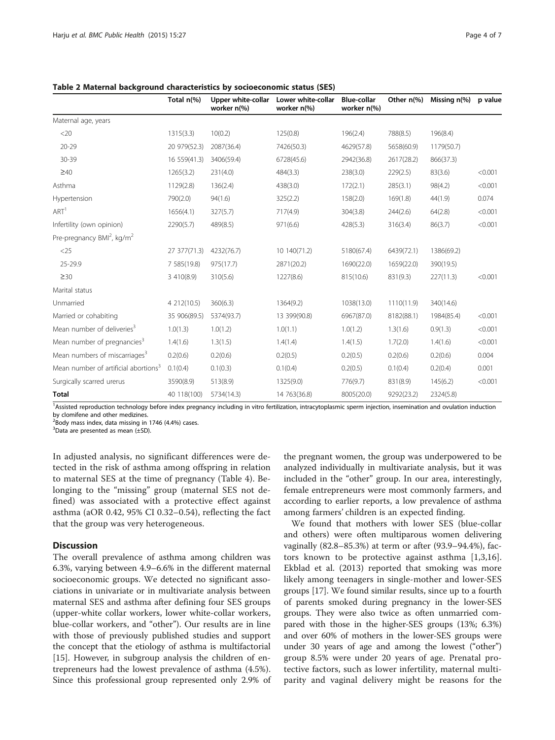**Table 2 Maternal background characteristics by socioeconomic status (SES)**

| | Total n(%) | Upper white-collar worker n(%) | Lower white-collar worker n(%) | Blue-collar worker n(%) | Other n(%) | Missing n(%) | p value |
|---|---|---|---|---|---|---|---|
| Maternal age, years | | | | | | | |
| <20 | 1315(3.3) | 10(0.2) | 125(0.8) | 196(2.4) | 788(8.5) | 196(8.4) | |
| 20-29 | 20 979(52.3) | 2087(36.4) | 7426(50.3) | 4629(57.8) | 5658(60.9) | 1179(50.7) | |
| 30-39 | 16 559(41.3) | 3406(59.4) | 6728(45.6) | 2942(36.8) | 2617(28.2) | 866(37.3) | |
| ≥40 | 1265(3.2) | 231(4.0) | 484(3.3) | 238(3.0) | 229(2.5) | 83(3.6) | <0.001 |
| Asthma | 1129(2.8) | 136(2.4) | 438(3.0) | 172(2.1) | 285(3.1) | 98(4.2) | <0.001 |
| Hypertension | 790(2.0) | 94(1.6) | 325(2.2) | 158(2.0) | 169(1.8) | 44(1.9) | 0.074 |
| ART[1] | 1656(4.1) | 327(5.7) | 717(4.9) | 304(3.8) | 244(2.6) | 64(2.8) | <0.001 |
| Infertility (own opinion) | 2290(5.7) | 489(8.5) | 971(6.6) | 428(5.3) | 316(3.4) | 86(3.7) | <0.001 |
| Pre-pregnancy BMI[2], kg/m$^2$ | | | | | | | |
| <25 | 27 377(71.3) | 4232(76.7) | 10 140(71.2) | 5180(67.4) | 6439(72.1) | 1386(69.2) | |
| 25-29.9 | 7 585(19.8) | 975(17.7) | 2871(20.2) | 1690(22.0) | 1659(22.0) | 390(19.5) | |
| ≥30 | 3 410(8.9) | 310(5.6) | 1227(8.6) | 815(10.6) | 831(9.3) | 227(11.3) | <0.001 |
| Marital status | | | | | | | |
| Unmarried | 4 212(10.5) | 360(6.3) | 1364(9.2) | 1038(13.0) | 1110(11.9) | 340(14.6) | |
| Married or cohabiting | 35 906(89.5) | 5374(93.7) | 13 399(90.8) | 6967(87.0) | 8182(88.1) | 1984(85.4) | <0.001 |
| Mean number of deliveries[3] | 1.0(1.3) | 1.0(1.2) | 1.0(1.1) | 1.0(1.2) | 1.3(1.6) | 0.9(1.3) | <0.001 |
| Mean number of pregnancies[3] | 1.4(1.6) | 1.3(1.5) | 1.4(1.4) | 1.4(1.5) | 1.7(2.0) | 1.4(1.6) | <0.001 |
| Mean numbers of miscarriages[3] | 0.2(0.6) | 0.2(0.6) | 0.2(0.5) | 0.2(0.5) | 0.2(0.6) | 0.2(0.6) | 0.004 |
| Mean number of artificial abortions[3] | 0.1(0.4) | 0.1(0.3) | 0.1(0.4) | 0.2(0.5) | 0.1(0.4) | 0.2(0.4) | 0.001 |
| Surgically scarred urerus | 3590(8.9) | 513(8.9) | 1325(9.0) | 776(9.7) | 831(8.9) | 145(6.2) | <0.001 |
| **Total** | 40 118(100) | 5734(14.3) | 14 763(36.8) | 8005(20.0) | 9292(23.2) | 2324(5.8) | |

[1]Assisted reproduction technology before index pregnancy including in vitro fertilization, intracytoplasmic sperm injection, insemination and ovulation induction by clomifene and other medizines.
[2]Body mass index, data missing in 1746 (4.4%) cases.
[3]Data are presented as mean (±SD).

In adjusted analysis, no significant differences were detected in the risk of asthma among offspring in relation to maternal SES at the time of pregnancy (Table 4). Belonging to the "missing" group (maternal SES not defined) was associated with a protective effect against asthma (aOR 0.42, 95% CI 0.32–0.54), reflecting the fact that the group was very heterogeneous.

## Discussion

The overall prevalence of asthma among children was 6.3%, varying between 4.9–6.6% in the different maternal socioeconomic groups. We detected no significant associations in univariate or in multivariate analysis between maternal SES and asthma after defining four SES groups (upper-white collar workers, lower white-collar workers, blue-collar workers, and "other"). Our results are in line with those of previously published studies and support the concept that the etiology of asthma is multifactorial [15]. However, in subgroup analysis the children of entrepreneurs had the lowest prevalence of asthma (4.5%). Since this professional group represented only 2.9% of the pregnant women, the group was underpowered to be analyzed individually in multivariate analysis, but it was included in the "other" group. In our area, interestingly, female entrepreneurs were most commonly farmers, and according to earlier reports, a low prevalence of asthma among farmers' children is an expected finding.

We found that mothers with lower SES (blue-collar and others) were often multiparous women delivering vaginally (82.8–85.3%) at term or after (93.9–94.4%), factors known to be protective against asthma [1,3,16]. Ekblad et al. (2013) reported that smoking was more likely among teenagers in single-mother and lower-SES groups [17]. We found similar results, since up to a fourth of parents smoked during pregnancy in the lower-SES groups. They were also twice as often unmarried compared with those in the higher-SES groups (13%; 6.3%) and over 60% of mothers in the lower-SES groups were under 30 years of age and among the lowest ("other") group 8.5% were under 20 years of age. Prenatal protective factors, such as lower infertility, maternal multiparity and vaginal delivery might be reasons for the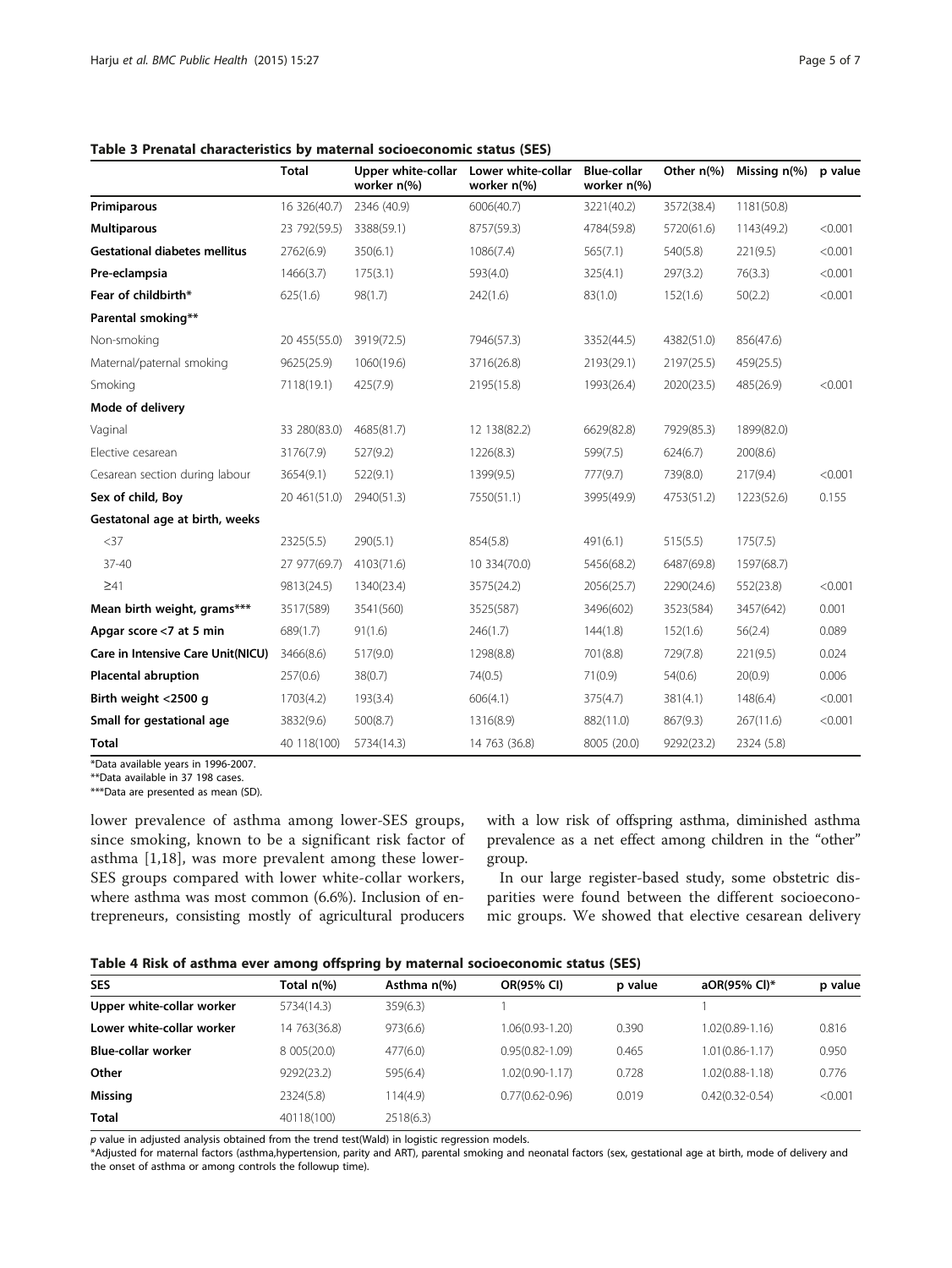**Table 3 Prenatal characteristics by maternal socioeconomic status (SES)**

| | Total | Upper white-collar worker n(%) | Lower white-collar worker n(%) | Blue-collar worker n(%) | Other n(%) | Missing n(%) | p value |
|---|---|---|---|---|---|---|---|
| **Primiparous** | 16 326(40.7) | 2346 (40.9) | 6006(40.7) | 3221(40.2) | 3572(38.4) | 1181(50.8) | |
| **Multiparous** | 23 792(59.5) | 3388(59.1) | 8757(59.3) | 4784(59.8) | 5720(61.6) | 1143(49.2) | <0.001 |
| **Gestational diabetes mellitus** | 2762(6.9) | 350(6.1) | 1086(7.4) | 565(7.1) | 540(5.8) | 221(9.5) | <0.001 |
| **Pre-eclampsia** | 1466(3.7) | 175(3.1) | 593(4.0) | 325(4.1) | 297(3.2) | 76(3.3) | <0.001 |
| **Fear of childbirth*** | 625(1.6) | 98(1.7) | 242(1.6) | 83(1.0) | 152(1.6) | 50(2.2) | <0.001 |
| **Parental smoking**** | | | | | | | |
| Non-smoking | 20 455(55.0) | 3919(72.5) | 7946(57.3) | 3352(44.5) | 4382(51.0) | 856(47.6) | |
| Maternal/paternal smoking | 9625(25.9) | 1060(19.6) | 3716(26.8) | 2193(29.1) | 2197(25.5) | 459(25.5) | |
| Smoking | 7118(19.1) | 425(7.9) | 2195(15.8) | 1993(26.4) | 2020(23.5) | 485(26.9) | <0.001 |
| **Mode of delivery** | | | | | | | |
| Vaginal | 33 280(83.0) | 4685(81.7) | 12 138(82.2) | 6629(82.8) | 7929(85.3) | 1899(82.0) | |
| Elective cesarean | 3176(7.9) | 527(9.2) | 1226(8.3) | 599(7.5) | 624(6.7) | 200(8.6) | |
| Cesarean section during labour | 3654(9.1) | 522(9.1) | 1399(9.5) | 777(9.7) | 739(8.0) | 217(9.4) | <0.001 |
| **Sex of child, Boy** | 20 461(51.0) | 2940(51.3) | 7550(51.1) | 3995(49.9) | 4753(51.2) | 1223(52.6) | 0.155 |
| **Gestatonal age at birth, weeks** | | | | | | | |
| <37 | 2325(5.5) | 290(5.1) | 854(5.8) | 491(6.1) | 515(5.5) | 175(7.5) | |
| 37-40 | 27 977(69.7) | 4103(71.6) | 10 334(70.0) | 5456(68.2) | 6487(69.8) | 1597(68.7) | |
| ≥41 | 9813(24.5) | 1340(23.4) | 3575(24.2) | 2056(25.7) | 2290(24.6) | 552(23.8) | <0.001 |
| **Mean birth weight, grams***** | 3517(589) | 3541(560) | 3525(587) | 3496(602) | 3523(584) | 3457(642) | 0.001 |
| **Apgar score <7 at 5 min** | 689(1.7) | 91(1.6) | 246(1.7) | 144(1.8) | 152(1.6) | 56(2.4) | 0.089 |
| **Care in Intensive Care Unit(NICU)** | 3466(8.6) | 517(9.0) | 1298(8.8) | 701(8.8) | 729(7.8) | 221(9.5) | 0.024 |
| **Placental abruption** | 257(0.6) | 38(0.7) | 74(0.5) | 71(0.9) | 54(0.6) | 20(0.9) | 0.006 |
| **Birth weight <2500 g** | 1703(4.2) | 193(3.4) | 606(4.1) | 375(4.7) | 381(4.1) | 148(6.4) | <0.001 |
| **Small for gestational age** | 3832(9.6) | 500(8.7) | 1316(8.9) | 882(11.0) | 867(9.3) | 267(11.6) | <0.001 |
| **Total** | 40 118(100) | 5734(14.3) | 14 763 (36.8) | 8005 (20.0) | 9292(23.2) | 2324 (5.8) | |

*Data available years in 1996-2007.
**Data available in 37 198 cases.
***Data are presented as mean (SD).

lower prevalence of asthma among lower-SES groups, since smoking, known to be a significant risk factor of asthma [1,18], was more prevalent among these lower-SES groups compared with lower white-collar workers, where asthma was most common (6.6%). Inclusion of entrepreneurs, consisting mostly of agricultural producers with a low risk of offspring asthma, diminished asthma prevalence as a net effect among children in the "other" group.

In our large register-based study, some obstetric disparities were found between the different socioeconomic groups. We showed that elective cesarean delivery

**Table 4 Risk of asthma ever among offspring by maternal socioeconomic status (SES)**

| SES | Total n(%) | Asthma n(%) | OR(95% CI) | p value | aOR(95% CI)* | p value |
|---|---|---|---|---|---|---|
| **Upper white-collar worker** | 5734(14.3) | 359(6.3) | 1 | | 1 | |
| **Lower white-collar worker** | 14 763(36.8) | 973(6.6) | 1.06(0.93-1.20) | 0.390 | 1.02(0.89-1.16) | 0.816 |
| **Blue-collar worker** | 8 005(20.0) | 477(6.0) | 0.95(0.82-1.09) | 0.465 | 1.01(0.86-1.17) | 0.950 |
| **Other** | 9292(23.2) | 595(6.4) | 1.02(0.90-1.17) | 0.728 | 1.02(0.88-1.18) | 0.776 |
| **Missing** | 2324(5.8) | 114(4.9) | 0.77(0.62-0.96) | 0.019 | 0.42(0.32-0.54) | <0.001 |
| **Total** | 40118(100) | 2518(6.3) | | | | |

*p* value in adjusted analysis obtained from the trend test(Wald) in logistic regression models.
*Adjusted for maternal factors (asthma,hypertension, parity and ART), parental smoking and neonatal factors (sex, gestational age at birth, mode of delivery and the onset of asthma or among controls the followup time).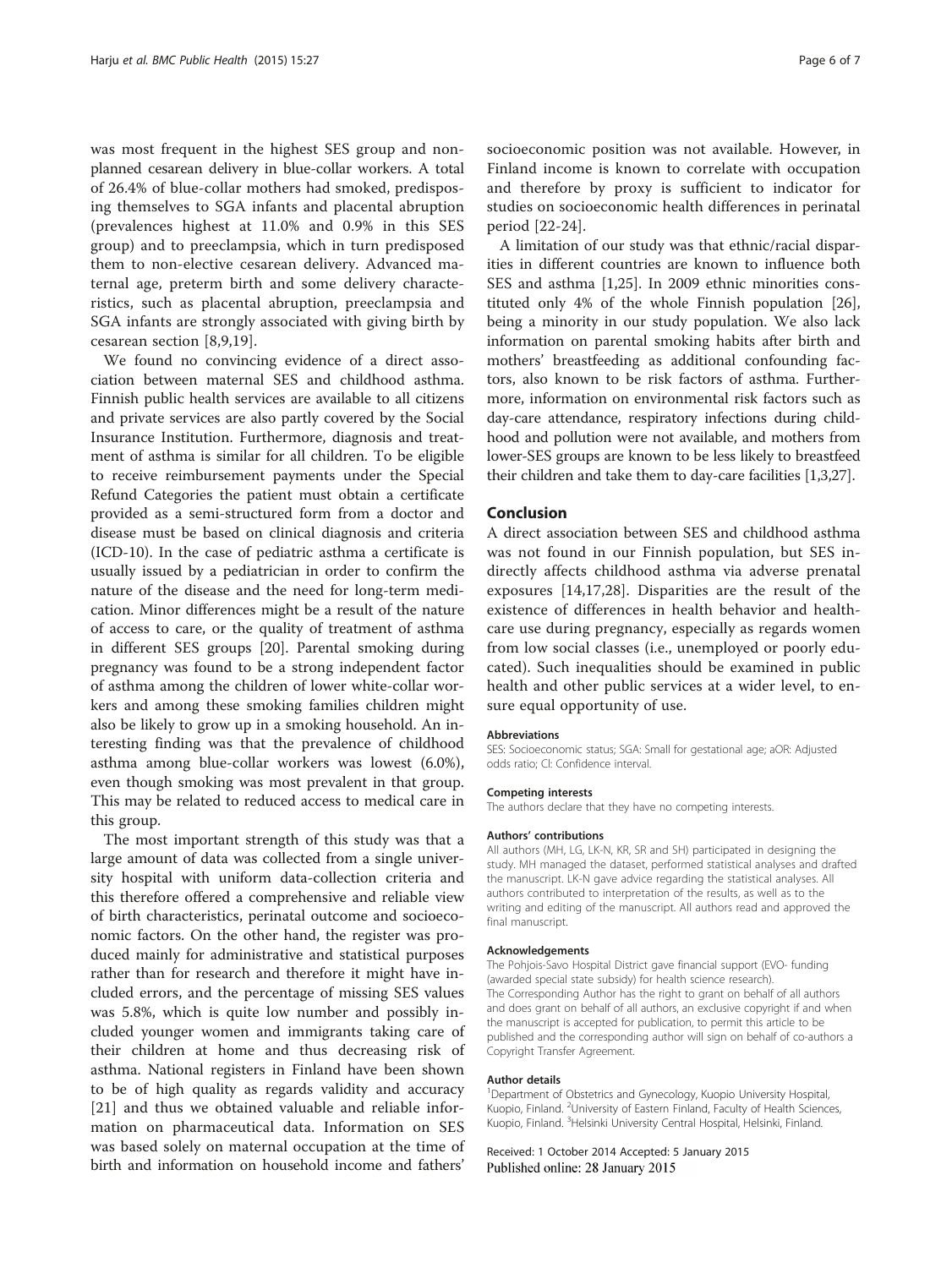was most frequent in the highest SES group and non-planned cesarean delivery in blue-collar workers. A total of 26.4% of blue-collar mothers had smoked, predisposing themselves to SGA infants and placental abruption (prevalences highest at 11.0% and 0.9% in this SES group) and to preeclampsia, which in turn predisposed them to non-elective cesarean delivery. Advanced maternal age, preterm birth and some delivery characteristics, such as placental abruption, preeclampsia and SGA infants are strongly associated with giving birth by cesarean section [8,9,19].

We found no convincing evidence of a direct association between maternal SES and childhood asthma. Finnish public health services are available to all citizens and private services are also partly covered by the Social Insurance Institution. Furthermore, diagnosis and treatment of asthma is similar for all children. To be eligible to receive reimbursement payments under the Special Refund Categories the patient must obtain a certificate provided as a semi-structured form from a doctor and disease must be based on clinical diagnosis and criteria (ICD-10). In the case of pediatric asthma a certificate is usually issued by a pediatrician in order to confirm the nature of the disease and the need for long-term medication. Minor differences might be a result of the nature of access to care, or the quality of treatment of asthma in different SES groups [20]. Parental smoking during pregnancy was found to be a strong independent factor of asthma among the children of lower white-collar workers and among these smoking families children might also be likely to grow up in a smoking household. An interesting finding was that the prevalence of childhood asthma among blue-collar workers was lowest (6.0%), even though smoking was most prevalent in that group. This may be related to reduced access to medical care in this group.

The most important strength of this study was that a large amount of data was collected from a single university hospital with uniform data-collection criteria and this therefore offered a comprehensive and reliable view of birth characteristics, perinatal outcome and socioeconomic factors. On the other hand, the register was produced mainly for administrative and statistical purposes rather than for research and therefore it might have included errors, and the percentage of missing SES values was 5.8%, which is quite low number and possibly included younger women and immigrants taking care of their children at home and thus decreasing risk of asthma. National registers in Finland have been shown to be of high quality as regards validity and accuracy [21] and thus we obtained valuable and reliable information on pharmaceutical data. Information on SES was based solely on maternal occupation at the time of birth and information on household income and fathers' socioeconomic position was not available. However, in Finland income is known to correlate with occupation and therefore by proxy is sufficient to indicator for studies on socioeconomic health differences in perinatal period [22-24].

A limitation of our study was that ethnic/racial disparities in different countries are known to influence both SES and asthma [1,25]. In 2009 ethnic minorities constituted only 4% of the whole Finnish population [26], being a minority in our study population. We also lack information on parental smoking habits after birth and mothers' breastfeeding as additional confounding factors, also known to be risk factors of asthma. Furthermore, information on environmental risk factors such as day-care attendance, respiratory infections during childhood and pollution were not available, and mothers from lower-SES groups are known to be less likely to breastfeed their children and take them to day-care facilities [1,3,27].

## Conclusion

A direct association between SES and childhood asthma was not found in our Finnish population, but SES indirectly affects childhood asthma via adverse prenatal exposures [14,17,28]. Disparities are the result of the existence of differences in health behavior and healthcare use during pregnancy, especially as regards women from low social classes (i.e., unemployed or poorly educated). Such inequalities should be examined in public health and other public services at a wider level, to ensure equal opportunity of use.

#### Abbreviations

SES: Socioeconomic status; SGA: Small for gestational age; aOR: Adjusted odds ratio; CI: Confidence interval.

#### Competing interests

The authors declare that they have no competing interests.

#### Authors' contributions

All authors (MH, LG, LK-N, KR, SR and SH) participated in designing the study. MH managed the dataset, performed statistical analyses and drafted the manuscript. LK-N gave advice regarding the statistical analyses. All authors contributed to interpretation of the results, as well as to the writing and editing of the manuscript. All authors read and approved the final manuscript.

#### Acknowledgements

The Pohjois-Savo Hospital District gave financial support (EVO- funding (awarded special state subsidy) for health science research).
The Corresponding Author has the right to grant on behalf of all authors and does grant on behalf of all authors, an exclusive copyright if and when the manuscript is accepted for publication, to permit this article to be published and the corresponding author will sign on behalf of co-authors a Copyright Transfer Agreement.

#### Author details

[1]Department of Obstetrics and Gynecology, Kuopio University Hospital, Kuopio, Finland. [2]University of Eastern Finland, Faculty of Health Sciences, Kuopio, Finland. [3]Helsinki University Central Hospital, Helsinki, Finland.

Received: 1 October 2014 Accepted: 5 January 2015
Published online: 28 January 2015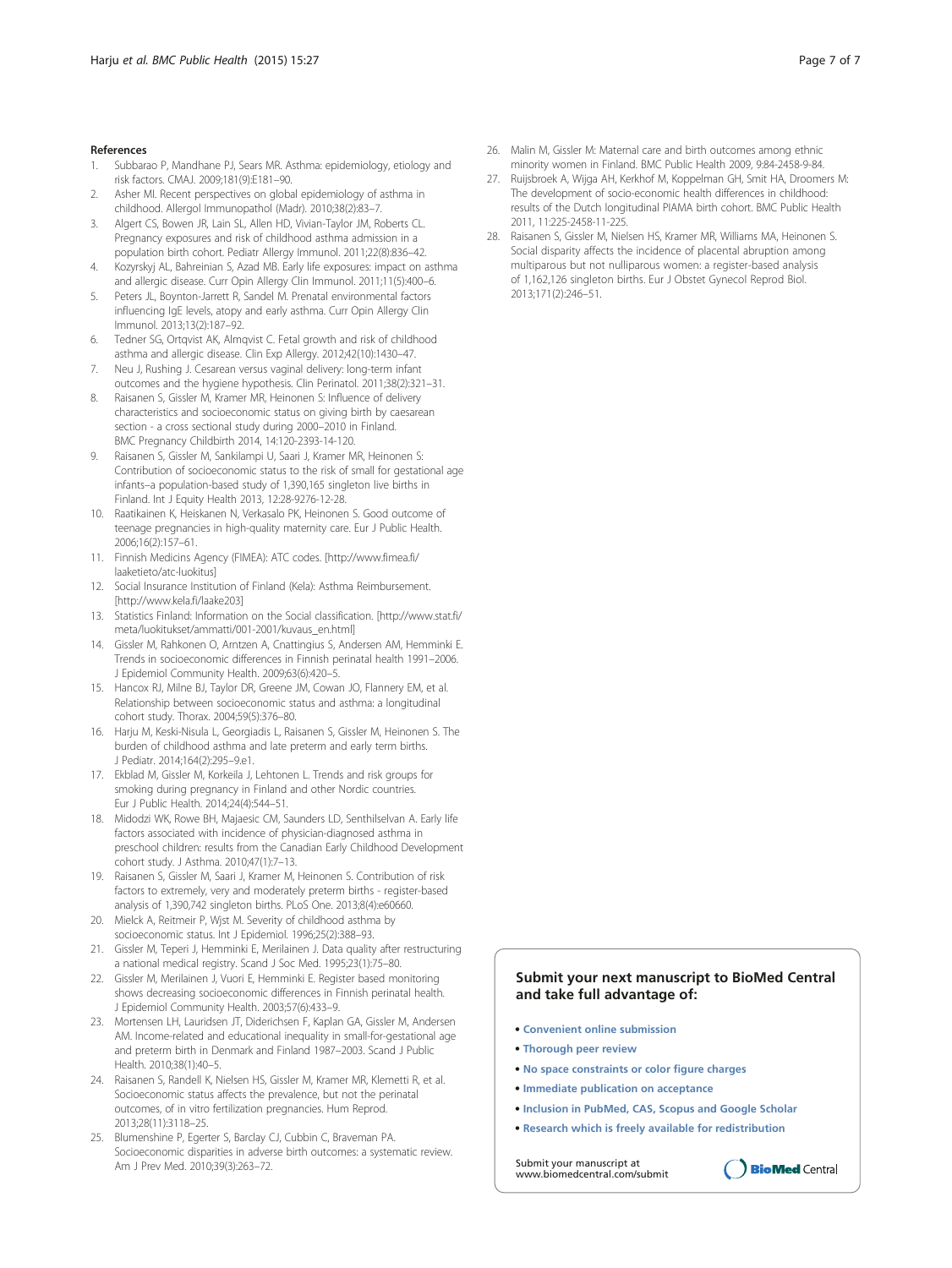## References

1. Subbarao P, Mandhane PJ, Sears MR. Asthma: epidemiology, etiology and risk factors. CMAJ. 2009;181(9):E181–90.
2. Asher MI. Recent perspectives on global epidemiology of asthma in childhood. Allergol Immunopathol (Madr). 2010;38(2):83–7.
3. Algert CS, Bowen JR, Lain SL, Allen HD, Vivian-Taylor JM, Roberts CL. Pregnancy exposures and risk of childhood asthma admission in a population birth cohort. Pediatr Allergy Immunol. 2011;22(8):836–42.
4. Kozyrskyj AL, Bahreinian S, Azad MB. Early life exposures: impact on asthma and allergic disease. Curr Opin Allergy Clin Immunol. 2011;11(5):400–6.
5. Peters JL, Boynton-Jarrett R, Sandel M. Prenatal environmental factors influencing IgE levels, atopy and early asthma. Curr Opin Allergy Clin Immunol. 2013;13(2):187–92.
6. Tedner SG, Ortqvist AK, Almqvist C. Fetal growth and risk of childhood asthma and allergic disease. Clin Exp Allergy. 2012;42(10):1430–47.
7. Neu J, Rushing J. Cesarean versus vaginal delivery: long-term infant outcomes and the hygiene hypothesis. Clin Perinatol. 2011;38(2):321–31.
8. Raisanen S, Gissler M, Kramer MR, Heinonen S: Influence of delivery characteristics and socioeconomic status on giving birth by caesarean section - a cross sectional study during 2000–2010 in Finland. BMC Pregnancy Childbirth 2014, 14:120-2393-14-120.
9. Raisanen S, Gissler M, Sankilampi U, Saari J, Kramer MR, Heinonen S: Contribution of socioeconomic status to the risk of small for gestational age infants–a population-based study of 1,390,165 singleton live births in Finland. Int J Equity Health 2013, 12:28-9276-12-28.
10. Raatikainen K, Heiskanen N, Verkasalo PK, Heinonen S. Good outcome of teenage pregnancies in high-quality maternity care. Eur J Public Health. 2006;16(2):157–61.
11. Finnish Medicins Agency (FIMEA): ATC codes. [http://www.fimea.fi/laaketieto/atc-luokitus]
12. Social Insurance Institution of Finland (Kela): Asthma Reimbursement. [http://www.kela.fi/laake203]
13. Statistics Finland: Information on the Social classification. [http://www.stat.fi/meta/luokitukset/ammatti/001-2001/kuvaus_en.html]
14. Gissler M, Rahkonen O, Arntzen A, Cnattingius S, Andersen AM, Hemminki E. Trends in socioeconomic differences in Finnish perinatal health 1991–2006. J Epidemiol Community Health. 2009;63(6):420–5.
15. Hancox RJ, Milne BJ, Taylor DR, Greene JM, Cowan JO, Flannery EM, et al. Relationship between socioeconomic status and asthma: a longitudinal cohort study. Thorax. 2004;59(5):376–80.
16. Harju M, Keski-Nisula L, Georgiadis L, Raisanen S, Gissler M, Heinonen S. The burden of childhood asthma and late preterm and early term births. J Pediatr. 2014;164(2):295–9.e1.
17. Ekblad M, Gissler M, Korkeila J, Lehtonen L. Trends and risk groups for smoking during pregnancy in Finland and other Nordic countries. Eur J Public Health. 2014;24(4):544–51.
18. Midodzi WK, Rowe BH, Majaesic CM, Saunders LD, Senthilselvan A. Early life factors associated with incidence of physician-diagnosed asthma in preschool children: results from the Canadian Early Childhood Development cohort study. J Asthma. 2010;47(1):7–13.
19. Raisanen S, Gissler M, Saari J, Kramer M, Heinonen S. Contribution of risk factors to extremely, very and moderately preterm births - register-based analysis of 1,390,742 singleton births. PLoS One. 2013;8(4):e60660.
20. Mielck A, Reitmeir P, Wjst M. Severity of childhood asthma by socioeconomic status. Int J Epidemiol. 1996;25(2):388–93.
21. Gissler M, Teperi J, Hemminki E, Merilainen J. Data quality after restructuring a national medical registry. Scand J Soc Med. 1995;23(1):75–80.
22. Gissler M, Merilainen J, Vuori E, Hemminki E. Register based monitoring shows decreasing socioeconomic differences in Finnish perinatal health. J Epidemiol Community Health. 2003;57(6):433–9.
23. Mortensen LH, Lauridsen JT, Diderichsen F, Kaplan GA, Gissler M, Andersen AM. Income-related and educational inequality in small-for-gestational age and preterm birth in Denmark and Finland 1987–2003. Scand J Public Health. 2010;38(1):40–5.
24. Raisanen S, Randell K, Nielsen HS, Gissler M, Kramer MR, Klemetti R, et al. Socioeconomic status affects the prevalence, but not the perinatal outcomes, of in vitro fertilization pregnancies. Hum Reprod. 2013;28(11):3118–25.
25. Blumenshine P, Egerter S, Barclay CJ, Cubbin C, Braveman PA. Socioeconomic disparities in adverse birth outcomes: a systematic review. Am J Prev Med. 2010;39(3):263–72.
26. Malin M, Gissler M: Maternal care and birth outcomes among ethnic minority women in Finland. BMC Public Health 2009, 9:84-2458-9-84.
27. Ruijsbroek A, Wijga AH, Kerkhof M, Koppelman GH, Smit HA, Droomers M: The development of socio-economic health differences in childhood: results of the Dutch longitudinal PIAMA birth cohort. BMC Public Health 2011, 11:225-2458-11-225.
28. Raisanen S, Gissler M, Nielsen HS, Kramer MR, Williams MA, Heinonen S. Social disparity affects the incidence of placental abruption among multiparous but not nulliparous women: a register-based analysis of 1,162,126 singleton births. Eur J Obstet Gynecol Reprod Biol. 2013;171(2):246–51.

**Submit your next manuscript to BioMed Central and take full advantage of:**

- Convenient online submission
- Thorough peer review
- No space constraints or color figure charges
- Immediate publication on acceptance
- Inclusion in PubMed, CAS, Scopus and Google Scholar
- Research which is freely available for redistribution

Submit your manuscript at
www.biomedcentral.com/submit

BioMed Central